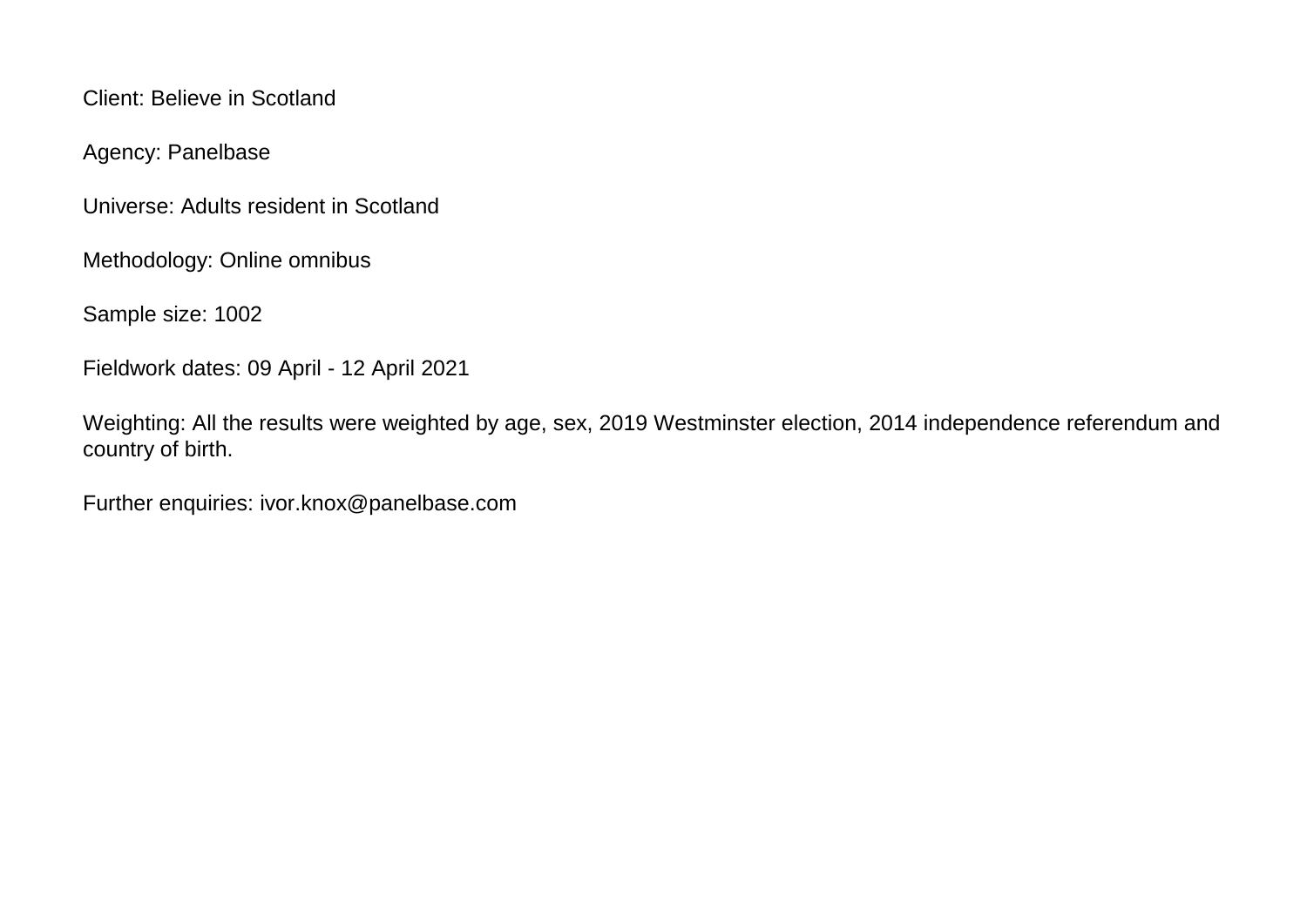Client: Believe in Scotland

Agency: Panelbase

Universe: Adults resident in Scotland

Methodology: Online omnibus

Sample size: 1002

Fieldwork dates: 09 April - 12 April 2021

Weighting: All the results were weighted by age, sex, 2019 Westminster election, 2014 independence referendum and country of birth.

Further enquiries: ivor.knox@panelbase.com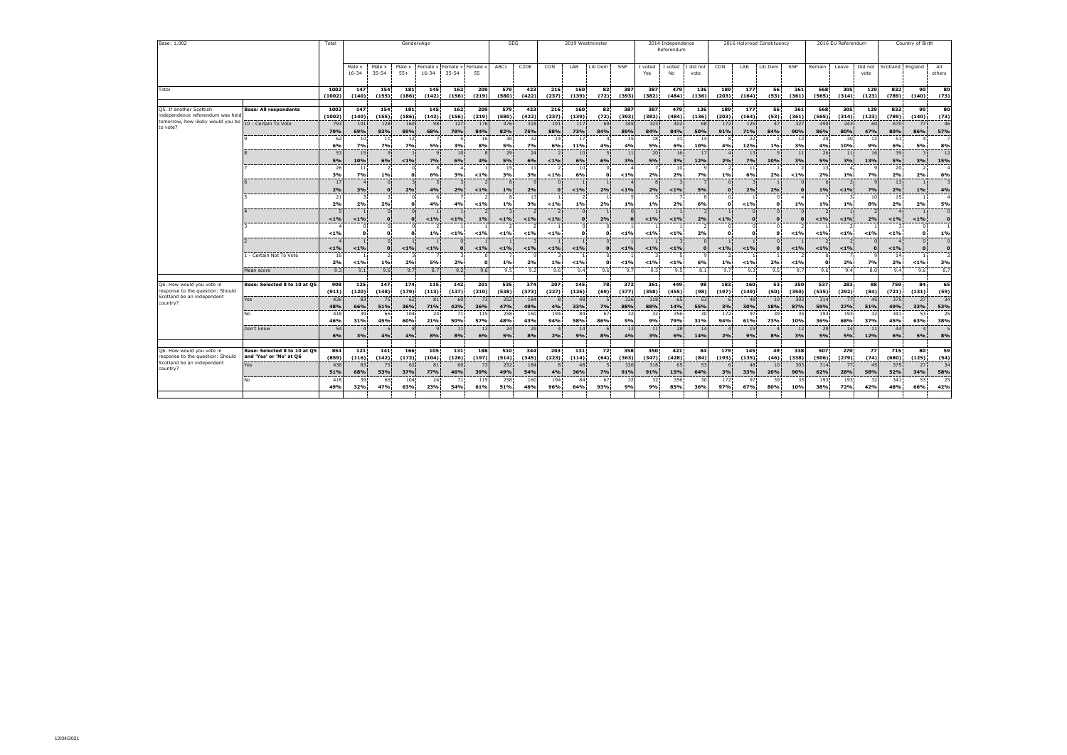| Base: 1,002 | | Total | GenderxAge | | | | | | SEG | | 2019 Westminster | | | | 2014 Independence Referendum | | | 2016 Holyrood Constituency | | | | 2016 EU Referendum | | | Country of Birth | | |
|---|---|---|---|---|---|---|---|---|---|---|---|---|---|---|---|---|---|---|---|---|---|---|---|---|---|---|---|
| | | | Male x 16-34 | Male x 35-54 | Male x 55+ | Female x 16-34 | Female x 35-54 | Female x 55 | ABC1 | C2DE | CON | LAB | Lib Dem | SNP | I voted Yes | I voted No | I did not vote | CON | LAB | Lib Dem | SNP | Remain | Leave | Did not vote | Scotland | England | All others |
| Total | | 1002 (1002) | 147 (140) | 154 (155) | 181 (186) | 145 (142) | 162 (156) | 209 (219) | 579 (580) | 423 (422) | 216 (237) | 160 (139) | 82 (72) | 387 (393) | 387 (382) | 479 (484) | 136 (136) | 189 (203) | 177 (164) | 56 (53) | 361 (361) | 568 (565) | 305 (314) | 129 (123) | 832 (789) | 90 (140) | 80 (73) |
| Q5. If another Scottish independence referendum was held tomorrow, how likely would you be to vote? | Base: All respondents | 1002 (1002) | 147 (140) | 154 (155) | 181 (186) | 145 (142) | 162 (156) | 209 (219) | 579 (580) | 423 (422) | 216 (237) | 160 (139) | 82 (72) | 387 (393) | 387 (382) | 479 (484) | 136 (136) | 189 (203) | 177 (164) | 56 (53) | 361 (361) | 568 (565) | 305 (314) | 129 (123) | 832 (789) | 90 (140) | 80 (73) |
| | 10 - Certain To Vote | 793 | 101 | 128 | 160 | 98 | 127 | 176 | 476 | 318 | 191 | 117 | 69 | 345 | 323 | 402 | 68 | 172 | 125 | 47 | 327 | 490 | 243 | 60 | 670 | 77 | 46 |
| | | 79% | 69% | 83% | 89% | 68% | 78% | 84% | 82% | 75% | 88% | 73% | 84% | 89% | 84% | 84% | 50% | 91% | 71% | 84% | 90% | 86% | 80% | 47% | 80% | 86% | 57% |
| | 9 | 54 | 10 | 11 | 12 | 7 | 5 | 16 | 30 | 32 | 14 | 17 | 3 | 15 | 18 | 24 | 14 | 8 | 22 | 1 | 12 | 20 | 30 | 12 | 44 | 4 | 5 |
| | | 6% | 7% | 7% | 7% | 5% | 3% | 8% | 5% | 7% | 6% | 11% | 4% | 4% | 5% | 6% | 10% | 4% | 12% | 1% | 3% | 4% | 10% | 9% | 6% | 5% | 8% |
| | 8 | 53 | 15 | 9 | 1 | 9 | 10 | 8 | 29 | 24 | 2 | 10 | 5 | 11 | 20 | 16 | 17 | 4 | 13 | 5 | 11 | 26 | 11 | 16 | 39 | 3 | 12 |
| | | 5% | 10% | 6% | <1% | 7% | 6% | 4% | 5% | 6% | <1% | 6% | 6% | 3% | 5% | 3% | 12% | 2% | 7% | 10% | 3% | 5% | 3% | 13% | 5% | 3% | 15% |
| | 7 | 26 | 11 | 1 | 0 | 9 | 5 | 1 | 15 | 11 | 1 | 10 | 0 | 1 | 7 | 10 | 9 | 2 | 10 | 1 | 2 | 13 | 4 | 9 | 20 | 2 | 4 |
| | | 3% | 7% | 1% | 0 | 6% | 3% | <1% | 3% | 3% | <1% | 6% | 0 | <1% | 2% | 2% | 7% | 1% | 6% | 2% | <1% | 2% | 1% | 7% | 2% | 2% | 6% |
| | 6 | 17 | 4 | 0 | 3 | 5 | 3 | 2 | 8 | 9 | 0 | 1 | 1 | 4 | 8 | 3 | 7 | 0 | 3 | 1 | 0 | 6 | 2 | 9 | 13 | 1 | 3 |
| | | 2% | 3% | 0 | 2% | 4% | 2% | <1% | 1% | 2% | 0 | <1% | 2% | <1% | 2% | <1% | 5% | 0 | 2% | 2% | 0 | 1% | <1% | 7% | 2% | 1% | 4% |
| | 5 | 21 | 3 | 3 | 0 | 6 | 7 | 2 | 8 | 13 | 1 | 2 | 1 | 5 | 3 | 8 | 8 | 0 | 1 | 0 | 4 | 7 | 3 | 10 | 15 | 1 | 4 |
| | | 2% | 2% | 2% | 0 | 4% | 4% | <1% | 1% | 3% | <1% | 1% | 2% | 1% | 1% | 2% | 6% | 0 | <1% | 0 | 1% | 1% | 1% | 8% | 2% | 2% | 5% |
| | 4 | 5 | 1 | 0 | 0 | 1 | 1 | 2 | 3 | 2 | 2 | 0 | 1 | 0 | 1 | 1 | 3 | 1 | 0 | 0 | 0 | 2 | 1 | 2 | 4 | 1 | 0 |
| | | <1% | <1% | 0 | 0 | <1% | <1% | 1% | <1% | <1% | <1% | 0 | 2% | 0 | <1% | <1% | 2% | <1% | 0 | 0 | 0 | <1% | <1% | 2% | <1% | <1% | 0 |
| | 3 | 4 | 0 | 0 | 0 | 2 | 1 | 1 | 2 | 2 | 1 | 0 | 0 | 1 | 1 | 1 | 2 | 0 | 0 | 0 | 2 | 1 | 2 | 1 | 3 | 0 | 1 |
| | | <1% | 0 | 0 | 0 | 1% | <1% | <1% | <1% | <1% | <1% | 0 | 0 | <1% | <1% | <1% | 2% | 0 | 0 | 0 | <1% | <1% | <1% | <1% | <1% | 0 | 1% |
| | 2 | 4 | 1 | 0 | 1 | 1 | 0 | 1 | 1 | 3 | 1 | 1 | 0 | 1 | 1 | 3 | 0 | 1 | 1 | 0 | 1 | 2 | 2 | 0 | 4 | 0 | 0 |
| | | <1% | <1% | 0 | <1% | <1% | 0 | <1% | <1% | <1% | <1% | <1% | 0 | <1% | <1% | <1% | 0 | <1% | <1% | 0 | <1% | <1% | <1% | 0 | <1% | 0 | 0 |
| | 1 - Certain Not To Vote | 16 | 1 | 2 | 3 | 7 | 3 | 0 | 7 | 9 | 3 | 1 | 0 | 1 | 3 | 5 | 9 | 2 | 1 | 1 | 2 | 0 | 7 | 9 | 14 | 1 | 2 |
| | | 2% | <1% | 1% | 2% | 5% | 2% | 0 | 1% | 2% | 1% | <1% | 0 | <1% | <1% | <1% | 6% | 1% | <1% | 2% | <1% | 0 | 2% | 7% | 2% | <1% | 3% |
| | Mean score | 9.3 | 9.1 | 9.6 | 9.7 | 8.7 | 9.2 | 9.6 | 9.5 | 9.2 | 9.6 | 9.4 | 9.6 | 9.7 | 9.5 | 9.5 | 8.1 | 9.7 | 9.3 | 9.5 | 9.7 | 9.6 | 9.4 | 8.0 | 9.4 | 9.6 | 8.7 |
| Q6. How would you vote in response to the question: Should Scotland be an independent country? | Base: Selected 8 to 10 at Q5 | 908 (911) | 125 (120) | 147 (148) | 174 (179) | 115 (113) | 142 (137) | 201 (210) | 535 (538) | 374 (373) | 207 (227) | 145 (126) | 78 (69) | 372 (377) | 361 (358) | 449 (455) | 98 (98) | 183 (197) | 160 (149) | 53 (50) | 350 (350) | 537 (535) | 283 (292) | 88 (84) | 759 (721) | 84 (131) | 65 (59) |
| | Yes | 436 | 83 | 75 | 62 | 81 | 60 | 73 | 252 | 184 | 8 | 48 | 5 | 326 | 318 | 65 | 53 | 6 | 48 | 10 | 303 | 314 | 77 | 45 | 375 | 27 | 34 |
| | | 48% | 66% | 51% | 36% | 71% | 42% | 36% | 47% | 49% | 4% | 33% | 7% | 88% | 88% | 14% | 55% | 3% | 30% | 18% | 87% | 59% | 27% | 51% | 49% | 33% | 53% |
| | No | 418 | 39 | 66 | 104 | 24 | 71 | 115 | 258 | 160 | 194 | 84 | 67 | 32 | 32 | 356 | 30 | 172 | 97 | 39 | 35 | 193 | 193 | 32 | 341 | 53 | 25 |
| | | 46% | 31% | 45% | 60% | 21% | 50% | 57% | 48% | 43% | 94% | 58% | 86% | 9% | 9% | 79% | 31% | 94% | 61% | 73% | 10% | 36% | 68% | 37% | 45% | 63% | 38% |
| | Don't know | 54 | 4 | 6 | 8 | 9 | 11 | 13 | 24 | 29 | 4 | 14 | 6 | 13 | 11 | 28 | 14 | 4 | 15 | 4 | 12 | 29 | 14 | 11 | 44 | 4 | 5 |
| | | 6% | 3% | 4% | 4% | 8% | 8% | 6% | 5% | 8% | 2% | 9% | 8% | 4% | 3% | 6% | 14% | 2% | 9% | 8% | 3% | 5% | 5% | 12% | 6% | 5% | 8% |
| Q6. How would you vote in response to the question: Should Scotland be an independent country? | Base: Selected 8 to 10 at Q5 and 'Yes' or 'No' at Q6 | 854 (859) | 121 (116) | 141 (142) | 166 (172) | 105 (104) | 131 (126) | 188 (197) | 510 (514) | 344 (345) | 203 (223) | 131 (114) | 72 (64) | 358 (363) | 350 (347) | 421 (428) | 84 (84) | 179 (193) | 145 (135) | 49 (46) | 338 (338) | 507 (506) | 270 (279) | 77 (74) | 715 (680) | 80 (125) | 59 (54) |
| | Yes | 436 | 83 | 75 | 62 | 81 | 60 | 73 | 252 | 184 | 8 | 48 | 5 | 326 | 318 | 65 | 53 | 6 | 48 | 10 | 303 | 314 | 77 | 45 | 375 | 27 | 34 |
| | | 51% | 68% | 53% | 37% | 77% | 46% | 39% | 49% | 54% | 4% | 36% | 7% | 91% | 91% | 15% | 64% | 3% | 33% | 20% | 90% | 62% | 28% | 58% | 52% | 34% | 58% |
| | No | 418 | 39 | 66 | 104 | 24 | 71 | 115 | 258 | 160 | 194 | 84 | 67 | 32 | 32 | 356 | 30 | 172 | 97 | 39 | 35 | 193 | 193 | 32 | 341 | 53 | 25 |
| | | 49% | 32% | 47% | 63% | 23% | 54% | 61% | 51% | 46% | 96% | 64% | 93% | 9% | 9% | 85% | 36% | 97% | 67% | 80% | 10% | 38% | 72% | 42% | 48% | 66% | 42% |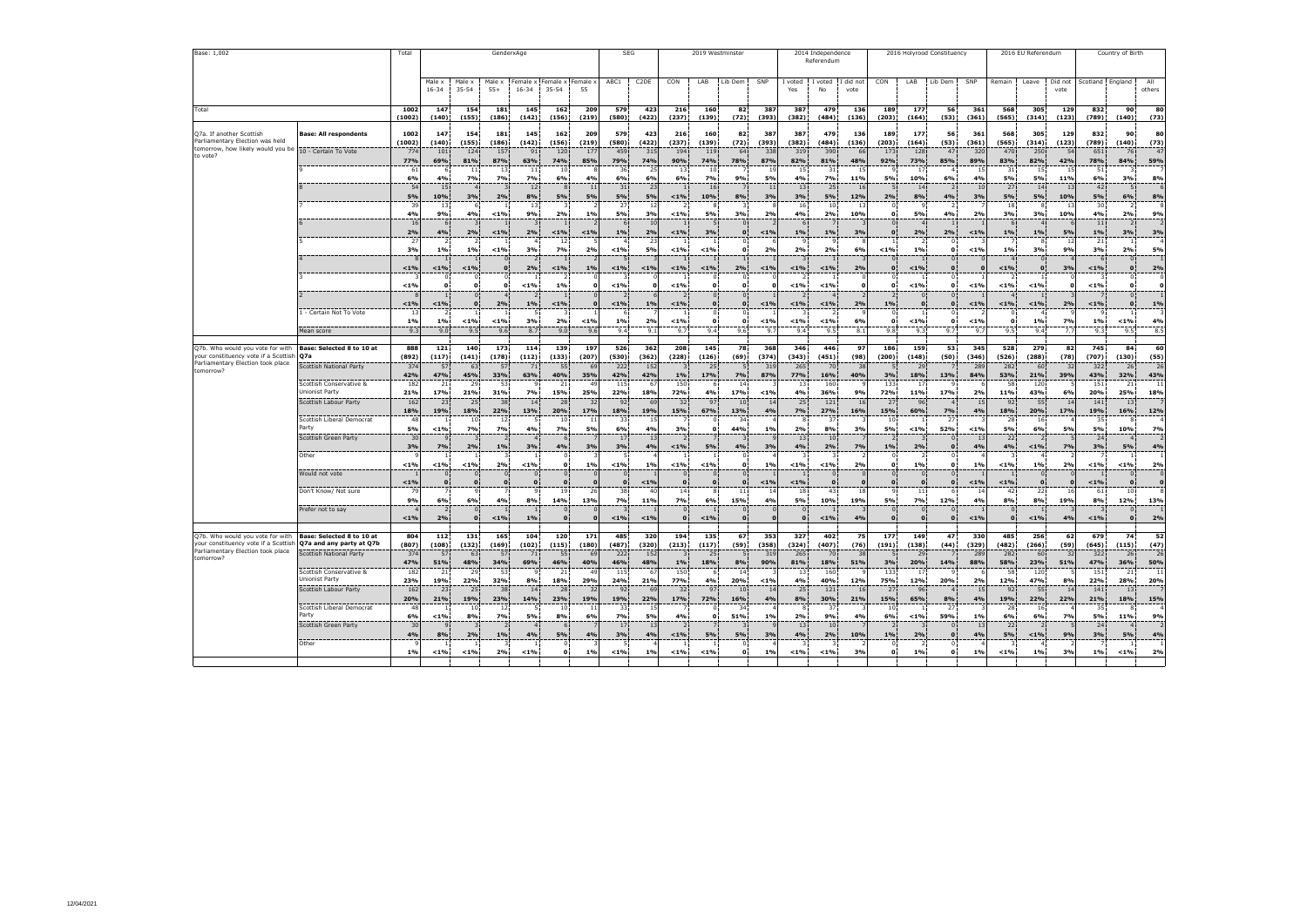Base: 1,002

| | | Total | GenderxAge | | | | | | SEG | | 2019 Westminster | | | | 2014 Independence Referendum | | | 2016 Holyrood Constituency | | | | 2016 EU Referendum | | | Country of Birth | | |
|---|---|---|---|---|---|---|---|---|---|---|---|---|---|---|---|---|---|---|---|---|---|---|---|---|---|---|---|
| | | | Male x 16-34 | Male x 35-54 | Male x 55+ | Female x 16-34 | Female x 35-54 | Female x 55 | ABC1 | C2DE | CON | LAB | Lib Dem | SNP | I voted Yes | I voted No | I did not vote | CON | LAB | Lib Dem | SNP | Remain | Leave | Did not vote | Scotland | England | All others |
| Total | | 1002 (1002) | 147 (140) | 154 (155) | 181 (186) | 145 (142) | 162 (156) | 209 (219) | 579 (580) | 423 (422) | 216 (237) | 160 (139) | 82 (72) | 387 (393) | 387 (382) | 479 (484) | 136 (136) | 189 (203) | 177 (164) | 56 (53) | 361 (361) | 568 (565) | 305 (314) | 129 (123) | 832 (789) | 90 (140) | 80 (73) |
| Q7a. If another Scottish Parliamentary Election was held tomorrow, how likely would you be to vote? | Base: All respondents | 1002 (1002) | 147 (140) | 154 (155) | 181 (186) | 145 (142) | 162 (156) | 209 (219) | 579 (580) | 423 (422) | 216 (237) | 160 (139) | 82 (72) | 387 (393) | 387 (382) | 479 (484) | 136 (136) | 189 (203) | 177 (164) | 56 (53) | 361 (361) | 568 (565) | 305 (314) | 129 (123) | 832 (789) | 90 (140) | 80 (73) |
| | 10 - Certain To Vote | 774 | 101 | 124 | 157 | 91 | 120 | 177 | 459 | 315 | 194 | 119 | 64 | 338 | 319 | 390 | 66 | 173 | 128 | 47 | 320 | 470 | 250 | 54 | 651 | 76 | 47 |
| | | 77% | 69% | 81% | 87% | 63% | 74% | 85% | 79% | 74% | 90% | 74% | 78% | 87% | 82% | 81% | 48% | 92% | 73% | 85% | 89% | 83% | 82% | 42% | 78% | 84% | 59% |
| | 9 | 61 | 6 | 11 | 13 | 11 | 10 | 8 | 36 | 25 | 13 | 11 | 8 | 19 | 15 | 31 | 15 | 10 | 17 | 4 | 15 | 31 | 15 | 15 | 51 | 3 | 6 |
| | | 6% | 4% | 7% | 7% | 7% | 6% | 4% | 6% | 6% | 6% | 7% | 9% | 5% | 4% | 7% | 11% | 5% | 10% | 6% | 4% | 5% | 5% | 11% | 6% | 3% | 8% |
| | 8 | 54 | 15 | 4 | 3 | 12 | 8 | 11 | 31 | 23 | 1 | 16 | 7 | 11 | 13 | 25 | 16 | 5 | 14 | 2 | 10 | 27 | 14 | 13 | 42 | 5 | 6 |
| | | 5% | 10% | 3% | 2% | 8% | 5% | 5% | 5% | 5% | <1% | 10% | 8% | 3% | 3% | 5% | 12% | 2% | 8% | 4% | 3% | 5% | 5% | 10% | 5% | 6% | 8% |
| | 7 | 39 | 13 | 7 | 1 | 13 | 3 | 2 | 28 | 11 | 1 | 8 | 2 | 7 | 15 | 10 | 13 | 0 | 8 | 2 | 7 | 18 | 8 | 13 | 30 | 2 | 7 |
| | | 4% | 9% | 4% | <1% | 9% | 2% | 1% | 5% | 3% | <1% | 5% | 3% | 2% | 4% | 2% | 10% | 0 | 5% | 4% | 2% | 3% | 3% | 10% | 4% | 2% | 9% |
| | 6 | 16 | 6 | 3 | 1 | 3 | 1 | 2 | 6 | 10 | 1 | 5 | 0 | 1 | 6 | 7 | 3 | 0 | 4 | 1 | 1 | 6 | 4 | 6 | 11 | 2 | 2 |
| | | 2% | 4% | 2% | <1% | 2% | <1% | <1% | 1% | 2% | <1% | 3% | 0 | <1% | 1% | 1% | 3% | 0 | 2% | 2% | <1% | 1% | 1% | 5% | 1% | 3% | 3% |
| | 5 | 27 | 2 | 1 | 1 | 4 | 12 | 5 | 4 | 23 | 1 | 1 | 0 | 6 | 9 | 9 | 8 | 1 | 2 | 0 | 1 | 7 | 8 | 12 | 21 | 2 | 4 |
| | | 3% | 1% | 1% | <1% | 3% | 7% | 2% | <1% | 5% | <1% | <1% | 0 | 2% | 2% | 2% | 6% | <1% | 1% | 0 | <1% | 1% | 3% | 9% | 3% | 2% | 5% |
| | 4 | 8 | 1 | 1 | 0 | 2 | 1 | 2 | 5 | 3 | 1 | 1 | 1 | 1 | 3 | 1 | 3 | 0 | 1 | 0 | 0 | 4 | 0 | 4 | 6 | 0 | 1 |
| | | <1% | <1% | <1% | 0 | 2% | <1% | 1% | <1% | <1% | <1% | <1% | 2% | <1% | <1% | <1% | 2% | 0 | <1% | 0 | 0 | <1% | 0 | 3% | <1% | 0 | 2% |
| | 3 | 3 | 0 | 0 | 0 | 1 | 2 | 0 | 3 | 0 | 1 | 0 | 0 | 0 | 2 | 1 | 0 | 0 | 1 | 0 | 1 | 2 | 1 | 0 | 3 | 0 | 0 |
| | | <1% | 0 | 0 | 0 | <1% | 1% | 0 | <1% | 0 | <1% | 0 | 0 | 0 | <1% | <1% | 0 | 0 | <1% | 0 | <1% | <1% | <1% | 0 | <1% | 0 | 0 |
| | 2 | 8 | 1 | 0 | 4 | 2 | 1 | 0 | 2 | 6 | 2 | 0 | 0 | 1 | 2 | 4 | 2 | 2 | 0 | 0 | 1 | 6 | 1 | 3 | 7 | 0 | 1 |
| | | <1% | <1% | 0 | 2% | 1% | <1% | 0 | <1% | 1% | <1% | 0 | 0 | <1% | <1% | <1% | 2% | 1% | 0 | 0 | <1% | <1% | <1% | 2% | <1% | 0 | 1% |
| | 1 - Certain Not To Vote | 13 | 2 | 1 | 1 | 5 | 3 | 1 | 6 | 7 | 1 | 0 | 0 | 1 | 3 | 2 | 9 | 0 | 1 | 0 | 2 | 0 | 4 | 9 | 9 | 1 | 3 |
| | | 1% | 1% | <1% | <1% | 3% | 2% | <1% | 1% | 2% | <1% | 0 | 0 | <1% | <1% | <1% | 6% | 0 | <1% | 0 | <1% | 0 | 1% | 7% | 1% | <1% | 4% |
| | Mean score | 9.3 | 9.0 | 9.5 | 9.6 | 8.7 | 9.0 | 9.6 | 9.4 | 9.1 | 9.7 | 9.4 | 9.6 | 9.7 | 9.4 | 9.5 | 8.1 | 9.8 | 9.3 | 9.7 | 9.7 | 9.5 | 9.4 | 7.7 | 9.3 | 9.5 | 8.5 |
| Q7b. Who would you vote for with your constituency vote if a Scottish Parliamentary Election took place tomorrow? | Base: Selected 8 to 10 at Q7a | 888 (892) | 121 (117) | 140 (141) | 173 (178) | 114 (112) | 139 (133) | 197 (207) | 526 (530) | 362 (362) | 208 (228) | 145 (126) | 78 (69) | 368 (374) | 346 (343) | 446 (451) | 97 (98) | 186 (200) | 159 (148) | 53 (50) | 345 (346) | 528 (526) | 279 (288) | 82 (78) | 745 (707) | 84 (130) | 60 (55) |
| | Scottish National Party | 374 | 57 | 63 | 57 | 71 | 55 | 69 | 222 | 152 | 3 | 25 | 5 | 319 | 265 | 70 | 38 | 5 | 29 | 7 | 289 | 282 | 60 | 32 | 322 | 26 | 26 |
| | | 42% | 47% | 45% | 33% | 63% | 40% | 35% | 42% | 42% | 1% | 17% | 7% | 87% | 77% | 16% | 40% | 3% | 18% | 13% | 84% | 53% | 21% | 39% | 43% | 32% | 43% |
| | Scottish Conservative & Unionist Party | 182 | 21 | 29 | 53 | 9 | 21 | 49 | 115 | 67 | 150 | 6 | 14 | 3 | 13 | 160 | 9 | 133 | 17 | 9 | 6 | 58 | 120 | 5 | 151 | 21 | 11 |
| | | 21% | 17% | 21% | 31% | 7% | 15% | 25% | 22% | 18% | 72% | 4% | 17% | <1% | 4% | 36% | 9% | 72% | 11% | 17% | 2% | 11% | 43% | 6% | 20% | 25% | 18% |
| | Scottish Labour Party | 162 | 23 | 25 | 38 | 14 | 28 | 32 | 92 | 69 | 32 | 97 | 10 | 14 | 25 | 121 | 16 | 27 | 96 | 4 | 15 | 92 | 55 | 14 | 141 | 13 | 7 |
| | | 18% | 19% | 18% | 22% | 13% | 20% | 17% | 18% | 19% | 15% | 67% | 13% | 4% | 7% | 27% | 16% | 15% | 60% | 7% | 4% | 18% | 20% | 17% | 19% | 16% | 12% |
| | Scottish Liberal Democrat Party | 48 | 1 | 10 | 12 | 5 | 10 | 11 | 33 | 15 | 7 | 0 | 34 | 4 | 8 | 37 | 3 | 10 | 1 | 27 | 3 | 28 | 16 | 4 | 35 | 8 | 4 |
| | | 5% | <1% | 7% | 7% | 4% | 7% | 5% | 6% | 4% | 3% | 0 | 44% | 1% | 2% | 8% | 3% | 5% | <1% | 52% | <1% | 5% | 6% | 5% | 5% | 10% | 7% |
| | Scottish Green Party | 30 | 9 | 3 | 2 | 4 | 6 | 7 | 17 | 13 | 2 | 7 | 3 | 9 | 13 | 10 | 7 | 2 | 3 | 0 | 13 | 22 | 2 | 6 | 24 | 4 | 2 |
| | | 3% | 7% | 2% | 1% | 3% | 4% | 3% | 3% | 4% | <1% | 5% | 4% | 3% | 4% | 2% | 7% | 1% | 2% | 0 | 4% | 4% | <1% | 7% | 3% | 5% | 4% |
| | Other | 9 | 1 | 1 | 3 | 1 | 0 | 3 | 5 | 4 | 1 | 1 | 0 | 4 | 3 | 3 | 2 | 0 | 2 | 0 | 4 | 3 | 4 | 2 | 7 | 1 | 1 |
| | | <1% | <1% | <1% | 2% | <1% | 0 | 1% | <1% | 1% | <1% | <1% | 0 | 1% | <1% | <1% | 2% | 0 | 1% | 0 | 1% | <1% | 1% | 2% | <1% | <1% | 2% |
| | Would not vote | 1 | 0 | 0 | 0 | 0 | 0 | 0 | 0 | 1 | 0 | 0 | 0 | 1 | 1 | 0 | 0 | 0 | 0 | 0 | 1 | 1 | 0 | 0 | 1 | 0 | 0 |
| | | <1% | 0 | 0 | 0 | 0 | 0 | 0 | 0 | <1% | 0 | 0 | 0 | <1% | <1% | 0 | 0 | 0 | 0 | 0 | <1% | <1% | 0 | 0 | <1% | 0 | 0 |
| | Don't Know/ Not sure | 79 | 7 | 9 | 7 | 9 | 19 | 26 | 38 | 40 | 14 | 8 | 11 | 14 | 18 | 43 | 18 | 9 | 11 | 6 | 14 | 42 | 22 | 16 | 61 | 10 | 8 |
| | | 9% | 6% | 6% | 4% | 8% | 14% | 13% | 7% | 11% | 7% | 6% | 15% | 4% | 5% | 10% | 19% | 5% | 7% | 12% | 4% | 8% | 8% | 19% | 8% | 12% | 13% |
| | Prefer not to say | 4 | 2 | 0 | 1 | 1 | 0 | 0 | 3 | 1 | 0 | 1 | 0 | 0 | 0 | 1 | 3 | 0 | 0 | 0 | 1 | 0 | 1 | 3 | 2 | 0 | 1 |
| | | <1% | 2% | 0 | <1% | 1% | 0 | 0 | <1% | <1% | 0 | <1% | 0 | 0 | 0 | <1% | 4% | 0 | 0 | 0 | <1% | 0 | <1% | 4% | <1% | 0 | 2% |
| Q7b. Who would you vote for with your constituency vote if a Scottish Parliamentary Election took place tomorrow? | Base: Selected 8 to 10 at Q7a and any party at Q7b | 804 (807) | 112 (108) | 131 (132) | 165 (169) | 104 (102) | 120 (115) | 171 (180) | 485 (487) | 320 (320) | 194 (213) | 135 (117) | 67 (59) | 353 (358) | 327 (324) | 402 (407) | 75 (76) | 177 (191) | 149 (138) | 47 (44) | 330 (329) | 485 (482) | 256 (266) | 62 (59) | 679 (645) | 74 (115) | 52 (47) |
| | Scottish National Party | 374 | 57 | 63 | 57 | 71 | 55 | 69 | 222 | 152 | 3 | 25 | 5 | 319 | 265 | 70 | 38 | 5 | 29 | 7 | 289 | 282 | 60 | 32 | 322 | 26 | 26 |
| | | 47% | 51% | 48% | 34% | 69% | 46% | 40% | 46% | 48% | 1% | 18% | 8% | 90% | 81% | 18% | 51% | 3% | 20% | 14% | 88% | 58% | 23% | 51% | 47% | 36% | 50% |
| | Scottish Conservative & Unionist Party | 182 | 21 | 29 | 53 | 9 | 21 | 49 | 115 | 67 | 150 | 6 | 14 | 3 | 13 | 160 | 9 | 133 | 17 | 9 | 6 | 58 | 120 | 5 | 151 | 21 | 11 |
| | | 23% | 19% | 22% | 32% | 8% | 18% | 29% | 24% | 21% | 77% | 4% | 20% | <1% | 4% | 40% | 12% | 75% | 12% | 20% | 2% | 12% | 47% | 8% | 22% | 28% | 20% |
| | Scottish Labour Party | 162 | 23 | 25 | 38 | 14 | 28 | 32 | 92 | 69 | 32 | 97 | 10 | 14 | 25 | 121 | 16 | 27 | 96 | 4 | 15 | 92 | 55 | 14 | 141 | 13 | 7 |
| | | 20% | 21% | 19% | 23% | 14% | 23% | 19% | 19% | 22% | 17% | 72% | 16% | 4% | 8% | 30% | 21% | 15% | 65% | 8% | 4% | 19% | 22% | 22% | 21% | 18% | 15% |
| | Scottish Liberal Democrat Party | 48 | 1 | 10 | 12 | 5 | 10 | 11 | 33 | 15 | 7 | 0 | 34 | 4 | 8 | 37 | 3 | 10 | 1 | 27 | 3 | 28 | 16 | 4 | 35 | 8 | 4 |
| | | 6% | <1% | 8% | 7% | 5% | 8% | 6% | 7% | 5% | 4% | 0 | 51% | 1% | 2% | 9% | 4% | 6% | <1% | 59% | 1% | 6% | 6% | 7% | 5% | 11% | 9% |
| | Scottish Green Party | 30 | 9 | 3 | 2 | 4 | 6 | 7 | 17 | 13 | 2 | 7 | 3 | 9 | 13 | 10 | 7 | 2 | 3 | 0 | 13 | 22 | 2 | 6 | 24 | 4 | 2 |
| | | 4% | 8% | 2% | 1% | 4% | 5% | 4% | 3% | 4% | <1% | 5% | 5% | 3% | 4% | 2% | 10% | 1% | 2% | 0 | 4% | 5% | <1% | 9% | 3% | 5% | 4% |
| | Other | 9 | 1 | 1 | 3 | 1 | 0 | 3 | 5 | 4 | 1 | 1 | 0 | 4 | 3 | 3 | 2 | 0 | 2 | 0 | 4 | 3 | 4 | 2 | 7 | 1 | 1 |
| | | 1% | <1% | <1% | 2% | <1% | 0 | 1% | <1% | 1% | <1% | <1% | 0 | 1% | <1% | <1% | 3% | 0 | 1% | 0 | 1% | <1% | 1% | 3% | 1% | <1% | 2% |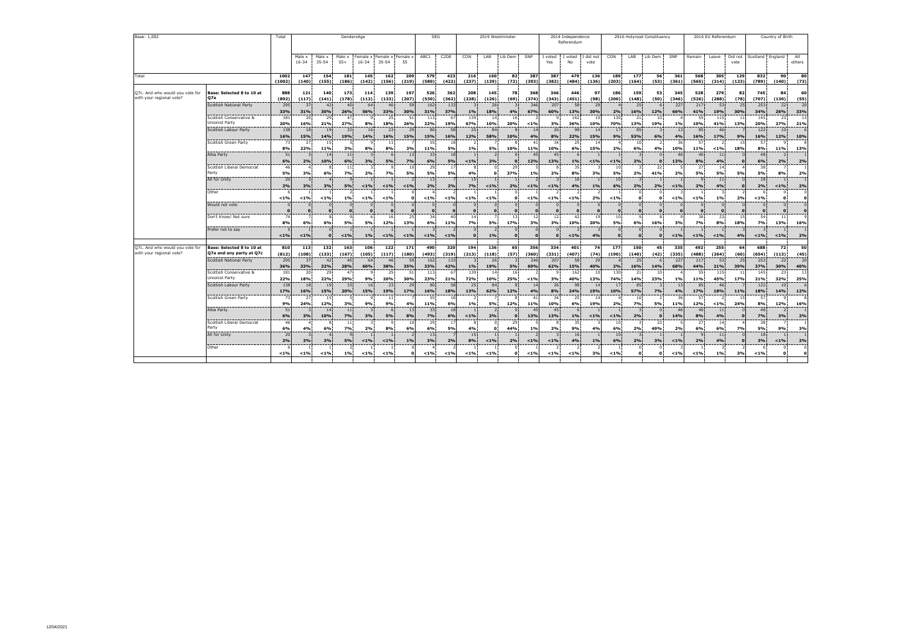| Base: 1,002 | | Total | GenderxAge | | | | | | SEG | | 2019 Westminster | | | | 2014 Independence Referendum | | | 2016 Holyrood Constituency | | | | 2016 EU Referendum | | | Country of Birth | | |
|---|---|---|---|---|---|---|---|---|---|---|---|---|---|---|---|---|---|---|---|---|---|---|---|---|---|---|---|
| | | | Male x 16-34 | Male x 35-54 | Male x 55+ | Female x 16-34 | Female x 35-54 | Female x 55 | ABC1 | C2DE | CON | LAB | Lib Dem | SNP | I voted Yes | I voted No | I did not vote | CON | LAB | Lib Dem | SNP | Remain | Leave | Did not vote | Scotland | England | All others |
| Total | | 1002 (1002) | 147 (140) | 154 (155) | 181 (186) | 145 (142) | 162 (156) | 209 (219) | 579 (580) | 423 (422) | 216 (237) | 160 (139) | 82 (72) | 387 (393) | 387 (382) | 479 (484) | 136 (136) | 189 (203) | 177 (164) | 56 (53) | 361 (361) | 568 (565) | 305 (314) | 129 (123) | 832 (789) | 90 (140) | 80 (73) |
| Q7c. And who would you vote for with your regional vote? | Base: Selected 8 to 10 at Q7a | 888 (892) | 121 (117) | 140 (141) | 173 (178) | 114 (112) | 139 (133) | 197 (207) | 526 (530) | 362 (362) | 208 (228) | 145 (126) | 78 (69) | 368 (374) | 346 (343) | 446 (451) | 97 (98) | 186 (200) | 159 (148) | 53 (50) | 345 (346) | 528 (526) | 279 (288) | 82 (78) | 745 (707) | 84 (130) | 60 (55) |
| | Scottish National Party | 295 | 37 | 42 | 45 | 64 | 46 | 59 | 162 | 133 | 3 | 26 | 3 | 246 | 207 | 58 | 29 | 4 | 25 | 6 | 227 | 217 | 53 | 25 | 253 | 22 | 20 |
| | | 33% | 31% | 30% | 26% | 56% | 33% | 30% | 31% | 37% | 1% | 18% | 4% | 67% | 60% | 13% | 30% | 2% | 16% | 12% | 66% | 41% | 19% | 30% | 34% | 26% | 33% |
| | Scottish Conservative & Unionist Party | 181 | 20 | 29 | 47 | 9 | 25 | 51 | 113 | 67 | 139 | 14 | 16 | 2 | 9 | 162 | 10 | 130 | 21 | 10 | 4 | 55 | 115 | 11 | 145 | 23 | 13 |
| | | 20% | 16% | 21% | 27% | 8% | 18% | 26% | 22% | 19% | 67% | 10% | 20% | <1% | 3% | 36% | 10% | 70% | 13% | 19% | 1% | 10% | 41% | 13% | 20% | 27% | 21% |
| | Scottish Labour Party | 138 | 18 | 19 | 33 | 16 | 23 | 29 | 80 | 58 | 25 | 84 | 8 | 14 | 26 | 98 | 14 | 17 | 85 | 3 | 13 | 85 | 46 | 7 | 122 | 10 | 6 |
| | | 16% | 15% | 14% | 19% | 14% | 16% | 15% | 15% | 16% | 12% | 58% | 10% | 4% | 8% | 22% | 15% | 9% | 53% | 6% | 4% | 16% | 17% | 9% | 16% | 12% | 10% |
| | Scottish Green Party | 73 | 27 | 15 | 5 | 9 | 11 | 7 | 55 | 18 | 2 | 7 | 8 | 41 | 34 | 25 | 14 | 4 | 10 | 2 | 36 | 57 | 2 | 15 | 57 | 9 | 8 |
| | | 8% | 22% | 11% | 3% | 8% | 8% | 3% | 11% | 5% | 1% | 5% | 10% | 11% | 10% | 6% | 15% | 2% | 6% | 4% | 10% | 11% | <1% | 18% | 8% | 11% | 13% |
| | Alba Party | 51 | 3 | 14 | 11 | 3 | 6 | 13 | 33 | 18 | 1 | 2 | 0 | 45 | 45 | 6 | 1 | 1 | 3 | 0 | 46 | 40 | 11 | 0 | 48 | 2 | 1 |
| | | 6% | 2% | 10% | 6% | 3% | 5% | 7% | 6% | 5% | <1% | 2% | 0 | 12% | 13% | 1% | <1% | <1% | 2% | 0 | 13% | 8% | 4% | 0 | 6% | 2% | 2% |
| | Scottish Liberal Democrat Party | 46 | 4 | 8 | 11 | 3 | 9 | 10 | 29 | 17 | 8 | 0 | 29 | 5 | 8 | 35 | 3 | 10 | 3 | 22 | 5 | 27 | 14 | 4 | 38 | 7 | 1 |
| | | 5% | 3% | 6% | 7% | 2% | 7% | 5% | 5% | 5% | 4% | 0 | 37% | 1% | 2% | 8% | 3% | 5% | 2% | 41% | 2% | 5% | 5% | 5% | 5% | 8% | 2% |
| | All for Unity | 20 | 3 | 4 | 9 | 1 | 1 | 2 | 13 | 7 | 15 | 1 | 1 | 2 | 3 | 16 | 1 | 10 | 3 | 1 | 1 | 9 | 11 | 0 | 18 | 1 | 1 |
| | | 2% | 3% | 3% | 5% | <1% | <1% | <1% | 2% | 2% | 7% | <1% | 2% | <1% | <1% | 4% | 1% | 6% | 2% | 2% | <1% | 2% | 4% | 0 | 2% | <1% | 2% |
| | Other | 6 | 1 | 1 | 2 | 1 | 1 | 0 | 4 | 2 | 1 | 1 | 0 | 1 | 2 | 2 | 2 | 1 | 0 | 0 | 3 | 1 | 3 | 2 | 6 | 0 | 0 |
| | | <1% | <1% | <1% | 1% | <1% | <1% | 0 | <1% | <1% | <1% | <1% | 0 | <1% | <1% | <1% | 2% | <1% | 0 | 0 | <1% | <1% | 1% | 2% | <1% | 0 | 0 |
| | Would not vote | 0 | 0 | 0 | 0 | 0 | 0 | 0 | 0 | 0 | 0 | 0 | 0 | 0 | 0 | 0 | 0 | 0 | 0 | 0 | 0 | 0 | 0 | 0 | 0 | 0 | 0 |
| | | 0 | 0 | 0 | 0 | 0 | 0 | 0 | 0 | 0 | 0 | 0 | 0 | 0 | 0 | 0 | 0 | 0 | 0 | 0 | 0 | 0 | 0 | 0 | 0 | 0 | 0 |
| | Don't Know/ Not sure | 74 | 7 | 8 | 9 | 6 | 16 | 25 | 34 | 40 | 14 | 7 | 13 | 12 | 12 | 42 | 19 | 10 | 9 | 8 | 9 | 36 | 23 | 15 | 54 | 11 | 9 |
| | | 8% | 6% | 6% | 5% | 5% | 12% | 13% | 6% | 11% | 7% | 5% | 17% | 3% | 3% | 10% | 20% | 5% | 6% | 16% | 3% | 7% | 8% | 18% | 7% | 13% | 16% |
| | Prefer not to say | 5 | 1 | 0 | 1 | 1 | 1 | 1 | 3 | 2 | 0 | 2 | 0 | 0 | 0 | 2 | 3 | 0 | 0 | 0 | 1 | 1 | 1 | 3 | 3 | 1 | 1 |
| | | <1% | <1% | 0 | <1% | 1% | <1% | <1% | <1% | <1% | 0 | 1% | 0 | 0 | 0 | <1% | 4% | 0 | 0 | 0 | <1% | <1% | <1% | 4% | <1% | <1% | 2% |
| Q7c. And who would you vote for with your regional vote? | Base: Selected 8 to 10 at Q7a and any party at Q7c | 810 (812) | 113 (108) | 132 (133) | 163 (167) | 106 (105) | 122 (117) | 171 (180) | 490 (493) | 320 (319) | 194 (213) | 136 (118) | 65 (57) | 356 (360) | 334 (331) | 401 (407) | 74 (74) | 177 (190) | 150 (140) | 45 (42) | 335 (335) | 492 (488) | 255 (264) | 64 (60) | 688 (654) | 72 (113) | 50 (45) |
| | Scottish National Party | 295 | 37 | 42 | 45 | 64 | 46 | 59 | 162 | 133 | 3 | 26 | 3 | 246 | 207 | 58 | 29 | 4 | 25 | 6 | 227 | 217 | 53 | 25 | 253 | 22 | 20 |
| | | 36% | 33% | 32% | 28% | 60% | 38% | 35% | 33% | 42% | 1% | 19% | 5% | 69% | 62% | 15% | 40% | 2% | 16% | 14% | 68% | 44% | 21% | 39% | 37% | 30% | 40% |
| | Scottish Conservative & Unionist Party | 181 | 20 | 29 | 47 | 9 | 25 | 51 | 113 | 67 | 139 | 14 | 16 | 2 | 9 | 162 | 10 | 130 | 21 | 10 | 4 | 55 | 115 | 11 | 145 | 23 | 13 |
| | | 22% | 18% | 22% | 29% | 9% | 20% | 30% | 23% | 21% | 72% | 10% | 25% | <1% | 3% | 40% | 13% | 74% | 14% | 23% | 1% | 11% | 45% | 17% | 21% | 32% | 25% |
| | Scottish Labour Party | 138 | 18 | 19 | 33 | 16 | 23 | 29 | 80 | 58 | 25 | 84 | 8 | 14 | 26 | 98 | 14 | 17 | 85 | 3 | 13 | 85 | 46 | 7 | 122 | 10 | 6 |
| | | 17% | 16% | 15% | 20% | 15% | 19% | 17% | 16% | 18% | 13% | 62% | 12% | 4% | 8% | 24% | 19% | 10% | 57% | 7% | 4% | 17% | 18% | 11% | 18% | 14% | 12% |
| | Scottish Green Party | 73 | 27 | 15 | 5 | 9 | 11 | 7 | 55 | 18 | 2 | 7 | 8 | 41 | 34 | 25 | 14 | 4 | 10 | 2 | 36 | 57 | 2 | 15 | 57 | 9 | 8 |
| | | 9% | 24% | 12% | 3% | 9% | 9% | 4% | 11% | 6% | 1% | 5% | 12% | 11% | 10% | 6% | 19% | 2% | 7% | 5% | 11% | 12% | <1% | 24% | 8% | 12% | 16% |
| | Alba Party | 51 | 3 | 14 | 11 | 3 | 6 | 13 | 33 | 18 | 1 | 2 | 0 | 45 | 45 | 6 | 1 | 1 | 3 | 0 | 46 | 40 | 11 | 0 | 48 | 2 | 1 |
| | | 6% | 3% | 10% | 7% | 3% | 5% | 8% | 7% | 6% | <1% | 2% | 0 | 13% | 13% | 1% | <1% | <1% | 2% | 0 | 14% | 8% | 4% | 0 | 7% | 3% | 2% |
| | Scottish Liberal Democrat Party | 46 | 4 | 8 | 11 | 3 | 9 | 10 | 29 | 17 | 8 | 0 | 29 | 5 | 8 | 35 | 3 | 10 | 3 | 22 | 5 | 27 | 14 | 4 | 38 | 7 | 1 |
| | | 6% | 4% | 6% | 7% | 2% | 8% | 6% | 6% | 5% | 4% | 0 | 44% | 1% | 2% | 9% | 4% | 6% | 2% | 49% | 2% | 6% | 6% | 7% | 5% | 9% | 3% |
| | All for Unity | 20 | 3 | 4 | 9 | 1 | 1 | 2 | 13 | 7 | 15 | 1 | 1 | 2 | 3 | 16 | 1 | 10 | 3 | 1 | 1 | 9 | 11 | 0 | 18 | 1 | 1 |
| | | 2% | 3% | 3% | 5% | <1% | <1% | 1% | 3% | 2% | 8% | <1% | 2% | <1% | <1% | 4% | 1% | 6% | 2% | 3% | <1% | 2% | 4% | 0 | 3% | <1% | 2% |
| | Other | 6 | 1 | 1 | 2 | 1 | 1 | 0 | 4 | 2 | 1 | 1 | 0 | 1 | 2 | 2 | 2 | 1 | 0 | 0 | 3 | 1 | 3 | 2 | 6 | 0 | 0 |
| | | <1% | <1% | <1% | 1% | <1% | <1% | 0 | <1% | <1% | <1% | <1% | 0 | <1% | <1% | <1% | 3% | <1% | 0 | 0 | <1% | <1% | 1% | 3% | <1% | 0 | 0 |

12/04/2021